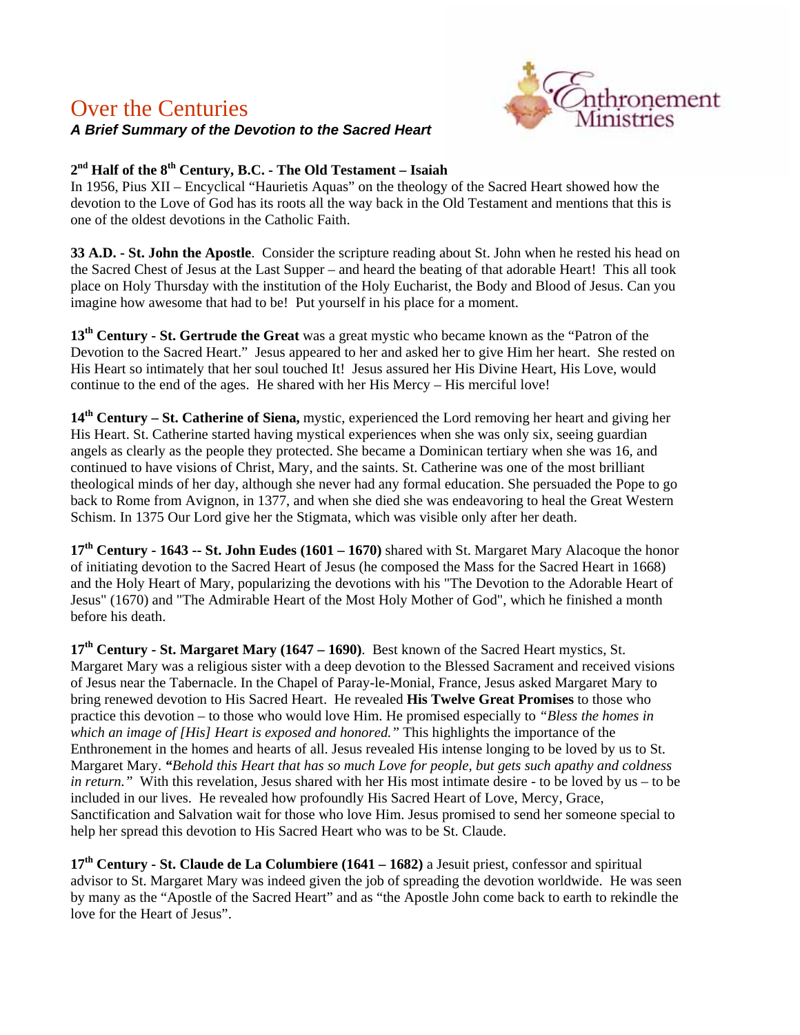# Over the Centuries

***A Brief Summary of the Devotion to the Sacred Heart***

**2nd Half of the 8th Century, B.C. - The Old Testament – Isaiah**

In 1956, Pius XII – Encyclical "Haurietis Aquas" on the theology of the Sacred Heart showed how the devotion to the Love of God has its roots all the way back in the Old Testament and mentions that this is one of the oldest devotions in the Catholic Faith.

**33 A.D. - St. John the Apostle**. Consider the scripture reading about St. John when he rested his head on the Sacred Chest of Jesus at the Last Supper – and heard the beating of that adorable Heart! This all took place on Holy Thursday with the institution of the Holy Eucharist, the Body and Blood of Jesus. Can you imagine how awesome that had to be! Put yourself in his place for a moment.

**13th Century - St. Gertrude the Great** was a great mystic who became known as the "Patron of the Devotion to the Sacred Heart." Jesus appeared to her and asked her to give Him her heart. She rested on His Heart so intimately that her soul touched It! Jesus assured her His Divine Heart, His Love, would continue to the end of the ages. He shared with her His Mercy – His merciful love!

**14th Century – St. Catherine of Siena,** mystic, experienced the Lord removing her heart and giving her His Heart. St. Catherine started having mystical experiences when she was only six, seeing guardian angels as clearly as the people they protected. She became a Dominican tertiary when she was 16, and continued to have visions of Christ, Mary, and the saints. St. Catherine was one of the most brilliant theological minds of her day, although she never had any formal education. She persuaded the Pope to go back to Rome from Avignon, in 1377, and when she died she was endeavoring to heal the Great Western Schism. In 1375 Our Lord give her the Stigmata, which was visible only after her death.

**17th Century - 1643 -- St. John Eudes (1601 – 1670)** shared with St. Margaret Mary Alacoque the honor of initiating devotion to the Sacred Heart of Jesus (he composed the Mass for the Sacred Heart in 1668) and the Holy Heart of Mary, popularizing the devotions with his "The Devotion to the Adorable Heart of Jesus" (1670) and "The Admirable Heart of the Most Holy Mother of God", which he finished a month before his death.

**17th Century - St. Margaret Mary (1647 – 1690)**. Best known of the Sacred Heart mystics, St. Margaret Mary was a religious sister with a deep devotion to the Blessed Sacrament and received visions of Jesus near the Tabernacle. In the Chapel of Paray-le-Monial, France, Jesus asked Margaret Mary to bring renewed devotion to His Sacred Heart. He revealed **His Twelve Great Promises** to those who practice this devotion – to those who would love Him. He promised especially to *"Bless the homes in which an image of [His] Heart is exposed and honored."* This highlights the importance of the Enthronement in the homes and hearts of all. Jesus revealed His intense longing to be loved by us to St. Margaret Mary. ***"****Behold this Heart that has so much Love for people, but gets such apathy and coldness in return."* With this revelation, Jesus shared with her His most intimate desire - to be loved by us – to be included in our lives. He revealed how profoundly His Sacred Heart of Love, Mercy, Grace, Sanctification and Salvation wait for those who love Him. Jesus promised to send her someone special to help her spread this devotion to His Sacred Heart who was to be St. Claude.

**17th Century - St. Claude de La Columbiere (1641 – 1682)** a Jesuit priest, confessor and spiritual advisor to St. Margaret Mary was indeed given the job of spreading the devotion worldwide. He was seen by many as the "Apostle of the Sacred Heart" and as "the Apostle John come back to earth to rekindle the love for the Heart of Jesus".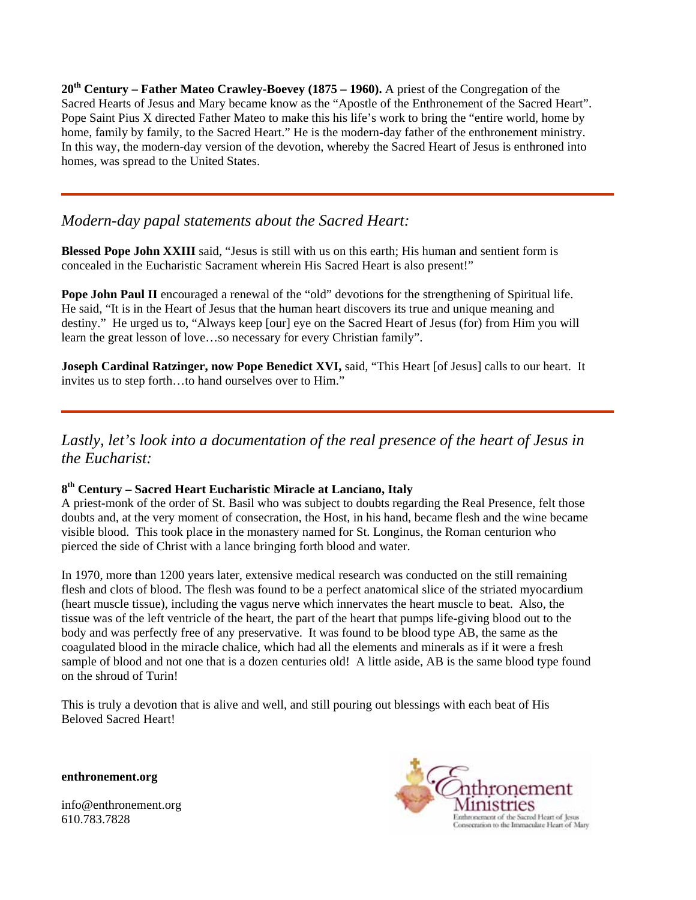**20th Century – Father Mateo Crawley-Boevey (1875 – 1960).** A priest of the Congregation of the Sacred Hearts of Jesus and Mary became know as the "Apostle of the Enthronement of the Sacred Heart". Pope Saint Pius X directed Father Mateo to make this his life's work to bring the "entire world, home by home, family by family, to the Sacred Heart." He is the modern-day father of the enthronement ministry. In this way, the modern-day version of the devotion, whereby the Sacred Heart of Jesus is enthroned into homes, was spread to the United States.

---

## *Modern-day papal statements about the Sacred Heart:*

**Blessed Pope John XXIII** said, "Jesus is still with us on this earth; His human and sentient form is concealed in the Eucharistic Sacrament wherein His Sacred Heart is also present!"

**Pope John Paul II** encouraged a renewal of the "old" devotions for the strengthening of Spiritual life. He said, "It is in the Heart of Jesus that the human heart discovers its true and unique meaning and destiny." He urged us to, "Always keep [our] eye on the Sacred Heart of Jesus (for) from Him you will learn the great lesson of love…so necessary for every Christian family".

**Joseph Cardinal Ratzinger, now Pope Benedict XVI,** said, "This Heart [of Jesus] calls to our heart. It invites us to step forth…to hand ourselves over to Him."

---

## *Lastly, let's look into a documentation of the real presence of the heart of Jesus in the Eucharist:*

**8th Century – Sacred Heart Eucharistic Miracle at Lanciano, Italy**
A priest-monk of the order of St. Basil who was subject to doubts regarding the Real Presence, felt those doubts and, at the very moment of consecration, the Host, in his hand, became flesh and the wine became visible blood. This took place in the monastery named for St. Longinus, the Roman centurion who pierced the side of Christ with a lance bringing forth blood and water.

In 1970, more than 1200 years later, extensive medical research was conducted on the still remaining flesh and clots of blood. The flesh was found to be a perfect anatomical slice of the striated myocardium (heart muscle tissue), including the vagus nerve which innervates the heart muscle to beat. Also, the tissue was of the left ventricle of the heart, the part of the heart that pumps life-giving blood out to the body and was perfectly free of any preservative. It was found to be blood type AB, the same as the coagulated blood in the miracle chalice, which had all the elements and minerals as if it were a fresh sample of blood and not one that is a dozen centuries old! A little aside, AB is the same blood type found on the shroud of Turin!

This is truly a devotion that is alive and well, and still pouring out blessings with each beat of His Beloved Sacred Heart!

**enthronement.org**

info@enthronement.org
610.783.7828

Enthronement Ministries
Enthronement of the Sacred Heart of Jesus
Consecration to the Immaculate Heart of Mary